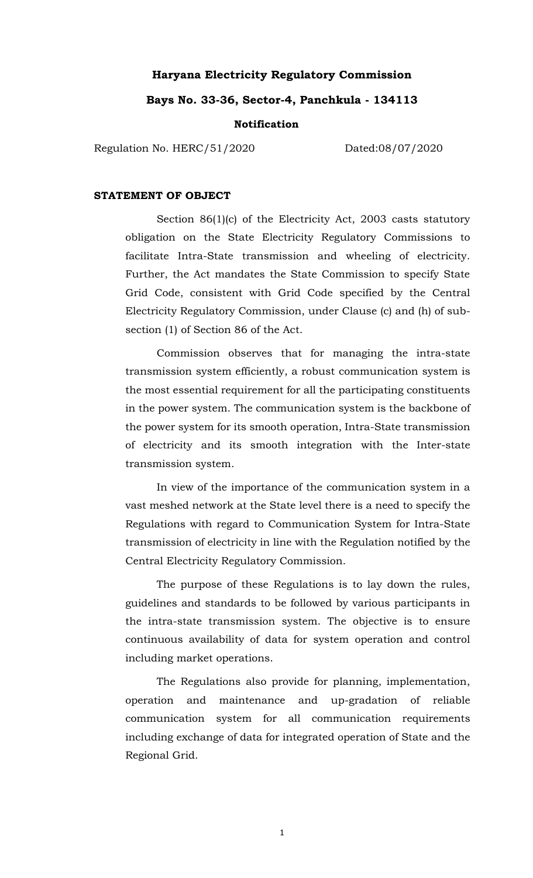# Haryana Electricity Regulatory Commission

## Bays No. 33-36, Sector-4, Panchkula - 134113

### Notification

Regulation No. HERC/51/2020 Dated:08/07/2020

**STATEMENT OF OBJECT**

Section 86(1)(c) of the Electricity Act, 2003 casts statutory obligation on the State Electricity Regulatory Commissions to facilitate Intra-State transmission and wheeling of electricity. Further, the Act mandates the State Commission to specify State Grid Code, consistent with Grid Code specified by the Central Electricity Regulatory Commission, under Clause (c) and (h) of sub-section (1) of Section 86 of the Act.

Commission observes that for managing the intra-state transmission system efficiently, a robust communication system is the most essential requirement for all the participating constituents in the power system. The communication system is the backbone of the power system for its smooth operation, Intra-State transmission of electricity and its smooth integration with the Inter-state transmission system.

In view of the importance of the communication system in a vast meshed network at the State level there is a need to specify the Regulations with regard to Communication System for Intra-State transmission of electricity in line with the Regulation notified by the Central Electricity Regulatory Commission.

The purpose of these Regulations is to lay down the rules, guidelines and standards to be followed by various participants in the intra-state transmission system. The objective is to ensure continuous availability of data for system operation and control including market operations.

The Regulations also provide for planning, implementation, operation and maintenance and up-gradation of reliable communication system for all communication requirements including exchange of data for integrated operation of State and the Regional Grid.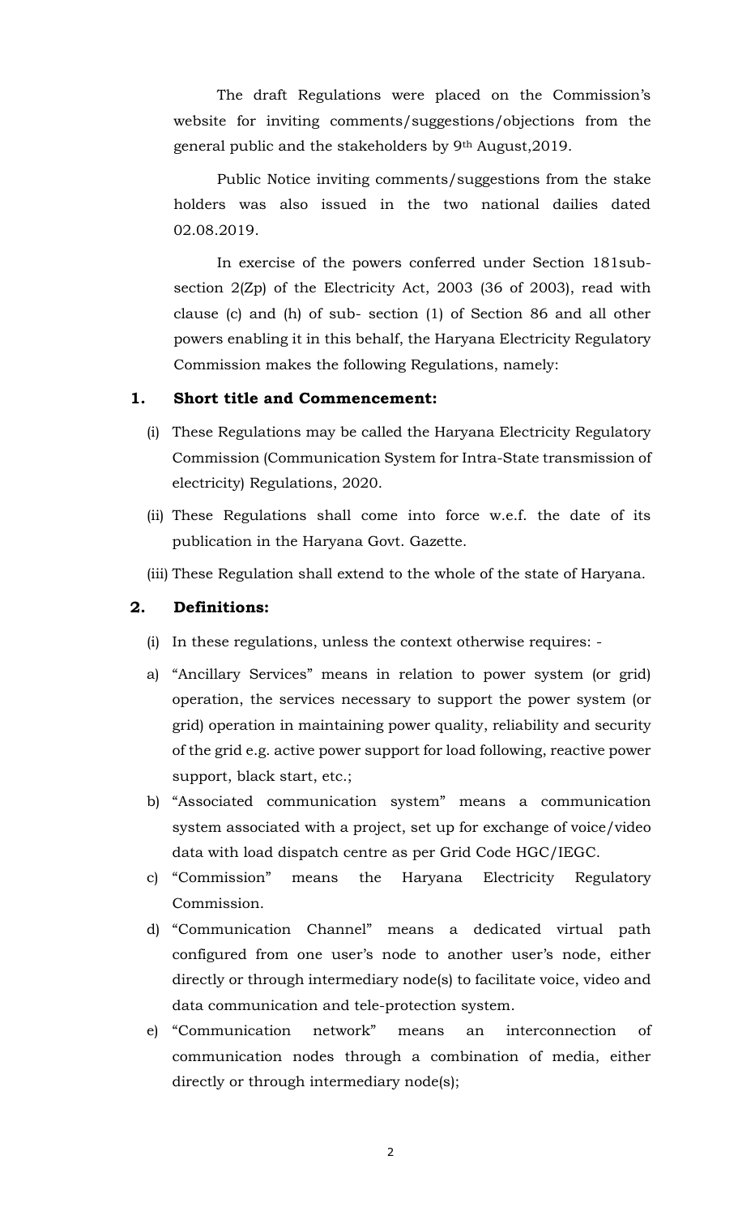The draft Regulations were placed on the Commission's website for inviting comments/suggestions/objections from the general public and the stakeholders by 9th August,2019.

Public Notice inviting comments/suggestions from the stake holders was also issued in the two national dailies dated 02.08.2019.

In exercise of the powers conferred under Section 181sub-section 2(Zp) of the Electricity Act, 2003 (36 of 2003), read with clause (c) and (h) of sub- section (1) of Section 86 and all other powers enabling it in this behalf, the Haryana Electricity Regulatory Commission makes the following Regulations, namely:

## 1. Short title and Commencement:

(i) These Regulations may be called the Haryana Electricity Regulatory Commission (Communication System for Intra-State transmission of electricity) Regulations, 2020.

(ii) These Regulations shall come into force w.e.f. the date of its publication in the Haryana Govt. Gazette.

(iii) These Regulation shall extend to the whole of the state of Haryana.

## 2. Definitions:

(i) In these regulations, unless the context otherwise requires: -

a) "Ancillary Services" means in relation to power system (or grid) operation, the services necessary to support the power system (or grid) operation in maintaining power quality, reliability and security of the grid e.g. active power support for load following, reactive power support, black start, etc.;

b) "Associated communication system" means a communication system associated with a project, set up for exchange of voice/video data with load dispatch centre as per Grid Code HGC/IEGC.

c) "Commission" means the Haryana Electricity Regulatory Commission.

d) "Communication Channel" means a dedicated virtual path configured from one user's node to another user's node, either directly or through intermediary node(s) to facilitate voice, video and data communication and tele-protection system.

e) "Communication network" means an interconnection of communication nodes through a combination of media, either directly or through intermediary node(s);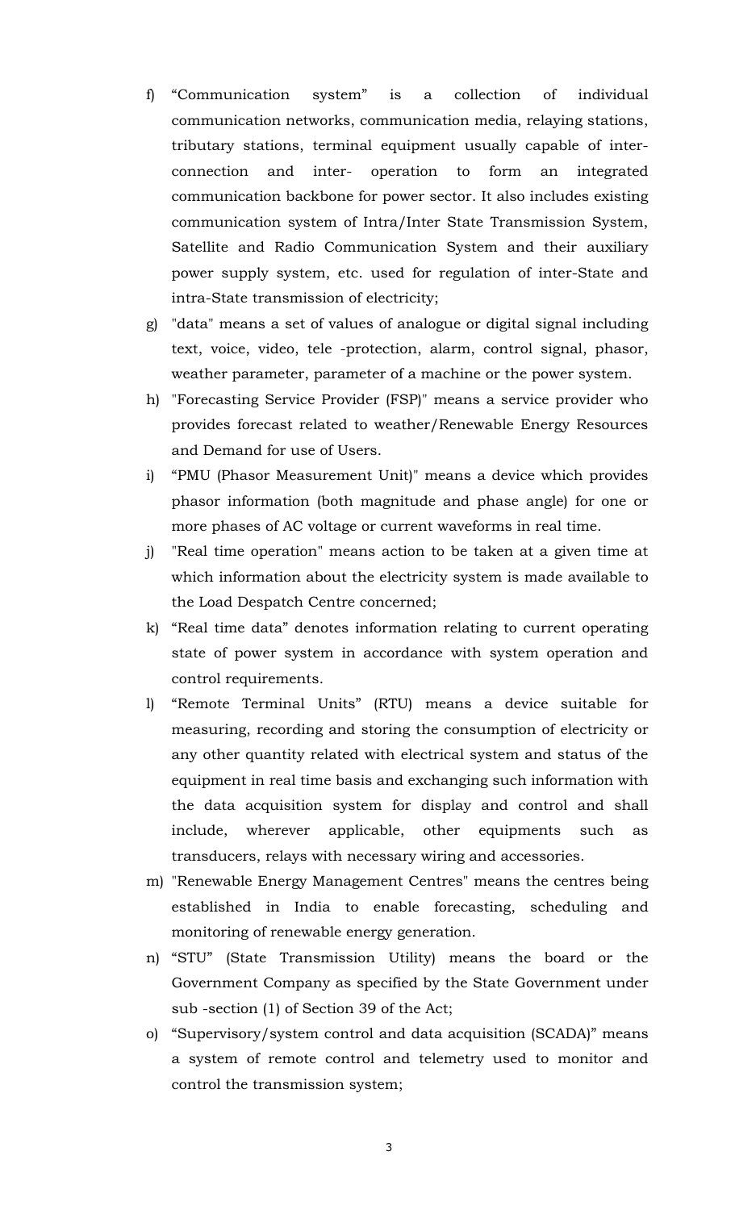f) “Communication system” is a collection of individual communication networks, communication media, relaying stations, tributary stations, terminal equipment usually capable of inter-connection and inter- operation to form an integrated communication backbone for power sector. It also includes existing communication system of Intra/Inter State Transmission System, Satellite and Radio Communication System and their auxiliary power supply system, etc. used for regulation of inter-State and intra-State transmission of electricity;

g) "data" means a set of values of analogue or digital signal including text, voice, video, tele -protection, alarm, control signal, phasor, weather parameter, parameter of a machine or the power system.

h) "Forecasting Service Provider (FSP)" means a service provider who provides forecast related to weather/Renewable Energy Resources and Demand for use of Users.

i) “PMU (Phasor Measurement Unit)" means a device which provides phasor information (both magnitude and phase angle) for one or more phases of AC voltage or current waveforms in real time.

j) "Real time operation" means action to be taken at a given time at which information about the electricity system is made available to the Load Despatch Centre concerned;

k) “Real time data” denotes information relating to current operating state of power system in accordance with system operation and control requirements.

l) “Remote Terminal Units” (RTU) means a device suitable for measuring, recording and storing the consumption of electricity or any other quantity related with electrical system and status of the equipment in real time basis and exchanging such information with the data acquisition system for display and control and shall include, wherever applicable, other equipments such as transducers, relays with necessary wiring and accessories.

m) "Renewable Energy Management Centres" means the centres being established in India to enable forecasting, scheduling and monitoring of renewable energy generation.

n) “STU” (State Transmission Utility) means the board or the Government Company as specified by the State Government under sub -section (1) of Section 39 of the Act;

o) “Supervisory/system control and data acquisition (SCADA)” means a system of remote control and telemetry used to monitor and control the transmission system;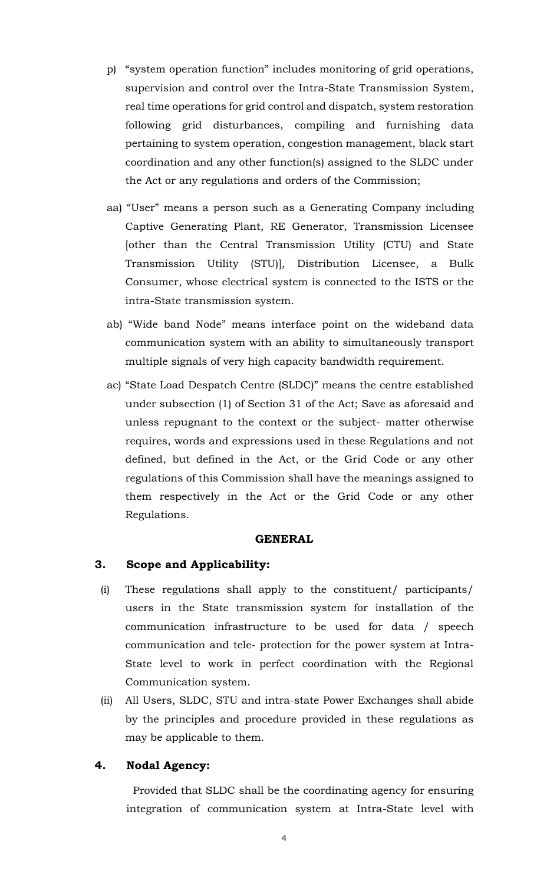p) "system operation function" includes monitoring of grid operations, supervision and control over the Intra-State Transmission System, real time operations for grid control and dispatch, system restoration following grid disturbances, compiling and furnishing data pertaining to system operation, congestion management, black start coordination and any other function(s) assigned to the SLDC under the Act or any regulations and orders of the Commission;

aa) "User" means a person such as a Generating Company including Captive Generating Plant, RE Generator, Transmission Licensee [other than the Central Transmission Utility (CTU) and State Transmission Utility (STU)], Distribution Licensee, a Bulk Consumer, whose electrical system is connected to the ISTS or the intra-State transmission system.

ab) "Wide band Node" means interface point on the wideband data communication system with an ability to simultaneously transport multiple signals of very high capacity bandwidth requirement.

ac) "State Load Despatch Centre (SLDC)" means the centre established under subsection (1) of Section 31 of the Act; Save as aforesaid and unless repugnant to the context or the subject- matter otherwise requires, words and expressions used in these Regulations and not defined, but defined in the Act, or the Grid Code or any other regulations of this Commission shall have the meanings assigned to them respectively in the Act or the Grid Code or any other Regulations.

## GENERAL

### 3. Scope and Applicability:

(i) These regulations shall apply to the constituent/ participants/ users in the State transmission system for installation of the communication infrastructure to be used for data / speech communication and tele- protection for the power system at Intra-State level to work in perfect coordination with the Regional Communication system.

(ii) All Users, SLDC, STU and intra-state Power Exchanges shall abide by the principles and procedure provided in these regulations as may be applicable to them.

### 4. Nodal Agency:

Provided that SLDC shall be the coordinating agency for ensuring integration of communication system at Intra-State level with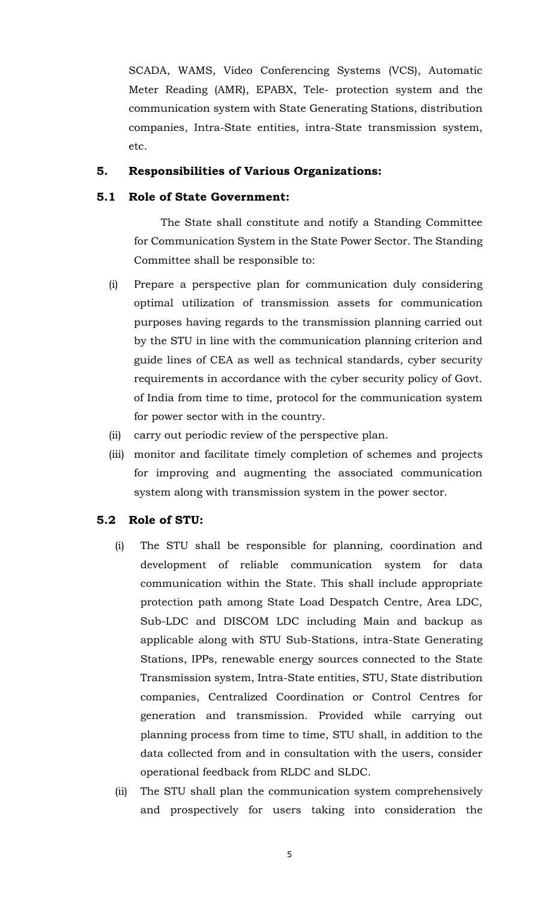SCADA, WAMS, Video Conferencing Systems (VCS), Automatic Meter Reading (AMR), EPABX, Tele- protection system and the communication system with State Generating Stations, distribution companies, Intra-State entities, intra-State transmission system, etc.

## 5. Responsibilities of Various Organizations:

### 5.1 Role of State Government:

The State shall constitute and notify a Standing Committee for Communication System in the State Power Sector. The Standing Committee shall be responsible to:

(i) Prepare a perspective plan for communication duly considering optimal utilization of transmission assets for communication purposes having regards to the transmission planning carried out by the STU in line with the communication planning criterion and guide lines of CEA as well as technical standards, cyber security requirements in accordance with the cyber security policy of Govt. of India from time to time, protocol for the communication system for power sector with in the country.

(ii) carry out periodic review of the perspective plan.

(iii) monitor and facilitate timely completion of schemes and projects for improving and augmenting the associated communication system along with transmission system in the power sector.

### 5.2 Role of STU:

(i) The STU shall be responsible for planning, coordination and development of reliable communication system for data communication within the State. This shall include appropriate protection path among State Load Despatch Centre, Area LDC, Sub-LDC and DISCOM LDC including Main and backup as applicable along with STU Sub-Stations, intra-State Generating Stations, IPPs, renewable energy sources connected to the State Transmission system, Intra-State entities, STU, State distribution companies, Centralized Coordination or Control Centres for generation and transmission. Provided while carrying out planning process from time to time, STU shall, in addition to the data collected from and in consultation with the users, consider operational feedback from RLDC and SLDC.

(ii) The STU shall plan the communication system comprehensively and prospectively for users taking into consideration the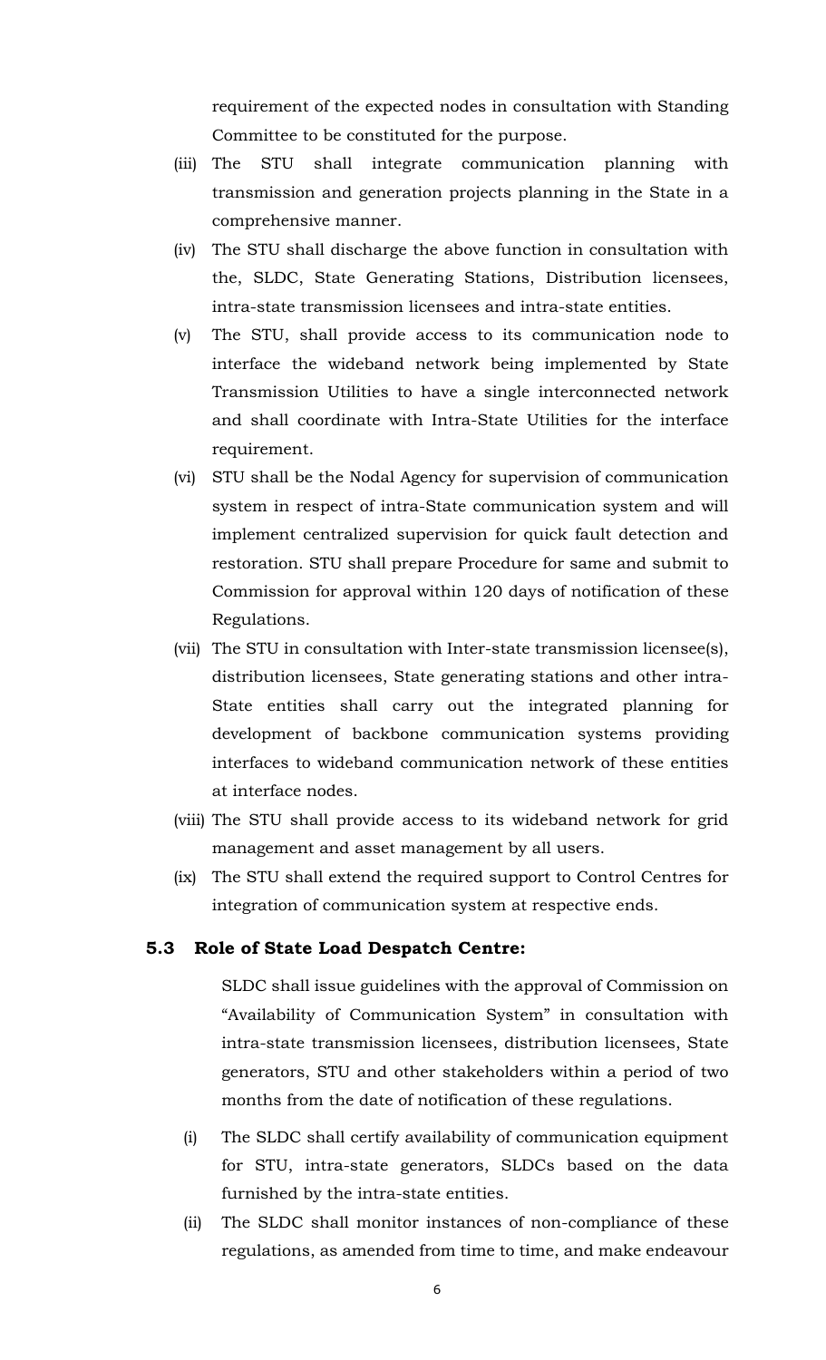requirement of the expected nodes in consultation with Standing Committee to be constituted for the purpose.

(iii) The STU shall integrate communication planning with transmission and generation projects planning in the State in a comprehensive manner.

(iv) The STU shall discharge the above function in consultation with the, SLDC, State Generating Stations, Distribution licensees, intra-state transmission licensees and intra-state entities.

(v) The STU, shall provide access to its communication node to interface the wideband network being implemented by State Transmission Utilities to have a single interconnected network and shall coordinate with Intra-State Utilities for the interface requirement.

(vi) STU shall be the Nodal Agency for supervision of communication system in respect of intra-State communication system and will implement centralized supervision for quick fault detection and restoration. STU shall prepare Procedure for same and submit to Commission for approval within 120 days of notification of these Regulations.

(vii) The STU in consultation with Inter-state transmission licensee(s), distribution licensees, State generating stations and other intra-State entities shall carry out the integrated planning for development of backbone communication systems providing interfaces to wideband communication network of these entities at interface nodes.

(viii) The STU shall provide access to its wideband network for grid management and asset management by all users.

(ix) The STU shall extend the required support to Control Centres for integration of communication system at respective ends.

**5.3 Role of State Load Despatch Centre:**

SLDC shall issue guidelines with the approval of Commission on "Availability of Communication System" in consultation with intra-state transmission licensees, distribution licensees, State generators, STU and other stakeholders within a period of two months from the date of notification of these regulations.

(i) The SLDC shall certify availability of communication equipment for STU, intra-state generators, SLDCs based on the data furnished by the intra-state entities.

(ii) The SLDC shall monitor instances of non-compliance of these regulations, as amended from time to time, and make endeavour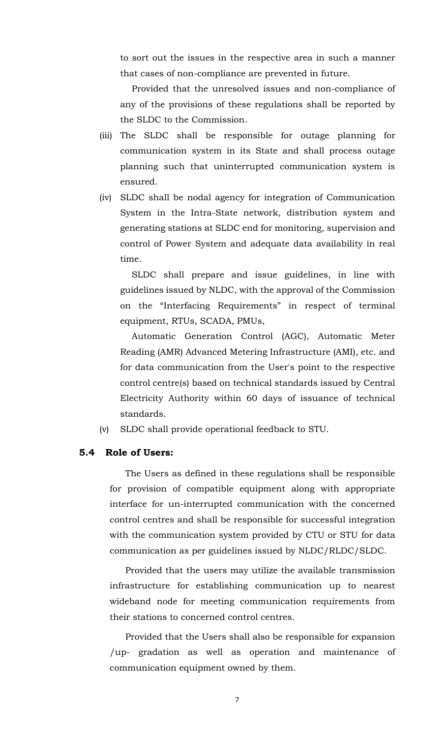to sort out the issues in the respective area in such a manner that cases of non-compliance are prevented in future.

Provided that the unresolved issues and non-compliance of any of the provisions of these regulations shall be reported by the SLDC to the Commission.

(iii) The SLDC shall be responsible for outage planning for communication system in its State and shall process outage planning such that uninterrupted communication system is ensured.

(iv) SLDC shall be nodal agency for integration of Communication System in the Intra-State network, distribution system and generating stations at SLDC end for monitoring, supervision and control of Power System and adequate data availability in real time.

SLDC shall prepare and issue guidelines, in line with guidelines issued by NLDC, with the approval of the Commission on the "Interfacing Requirements" in respect of terminal equipment, RTUs, SCADA, PMUs,

Automatic Generation Control (AGC), Automatic Meter Reading (AMR) Advanced Metering Infrastructure (AMI), etc. and for data communication from the User's point to the respective control centre(s) based on technical standards issued by Central Electricity Authority within 60 days of issuance of technical standards.

(v) SLDC shall provide operational feedback to STU.

**5.4 Role of Users:**

The Users as defined in these regulations shall be responsible for provision of compatible equipment along with appropriate interface for un-interrupted communication with the concerned control centres and shall be responsible for successful integration with the communication system provided by CTU or STU for data communication as per guidelines issued by NLDC/RLDC/SLDC.

Provided that the users may utilize the available transmission infrastructure for establishing communication up to nearest wideband node for meeting communication requirements from their stations to concerned control centres.

Provided that the Users shall also be responsible for expansion /up- gradation as well as operation and maintenance of communication equipment owned by them.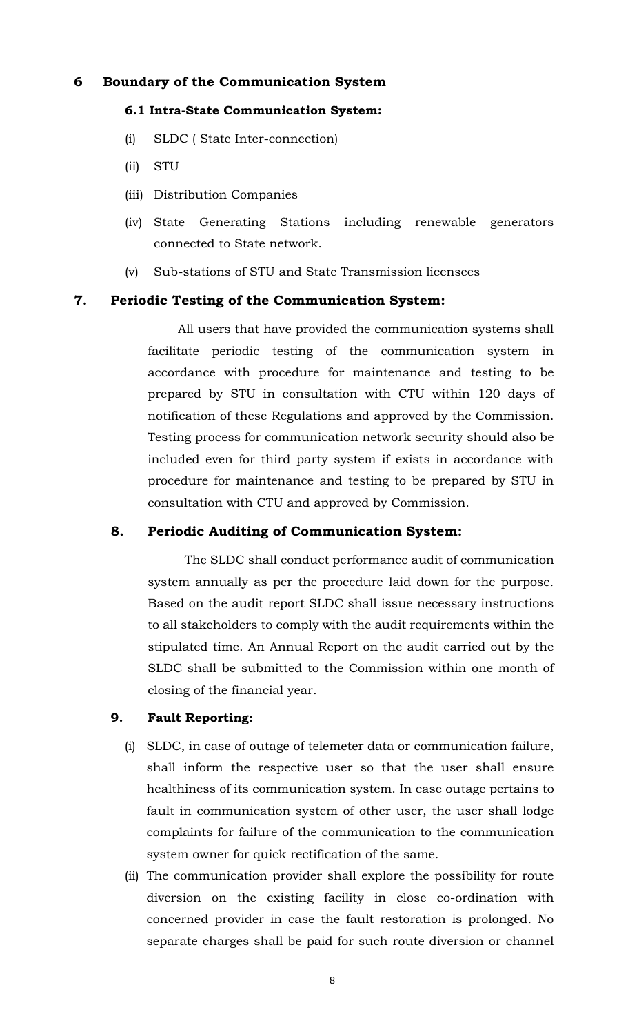## 6 Boundary of the Communication System

### 6.1 Intra-State Communication System:

(i) SLDC ( State Inter-connection)

(ii) STU

(iii) Distribution Companies

(iv) State Generating Stations including renewable generators connected to State network.

(v) Sub-stations of STU and State Transmission licensees

## 7. Periodic Testing of the Communication System:

All users that have provided the communication systems shall facilitate periodic testing of the communication system in accordance with procedure for maintenance and testing to be prepared by STU in consultation with CTU within 120 days of notification of these Regulations and approved by the Commission. Testing process for communication network security should also be included even for third party system if exists in accordance with procedure for maintenance and testing to be prepared by STU in consultation with CTU and approved by Commission.

## 8. Periodic Auditing of Communication System:

The SLDC shall conduct performance audit of communication system annually as per the procedure laid down for the purpose. Based on the audit report SLDC shall issue necessary instructions to all stakeholders to comply with the audit requirements within the stipulated time. An Annual Report on the audit carried out by the SLDC shall be submitted to the Commission within one month of closing of the financial year.

## 9. Fault Reporting:

(i) SLDC, in case of outage of telemeter data or communication failure, shall inform the respective user so that the user shall ensure healthiness of its communication system. In case outage pertains to fault in communication system of other user, the user shall lodge complaints for failure of the communication to the communication system owner for quick rectification of the same.

(ii) The communication provider shall explore the possibility for route diversion on the existing facility in close co-ordination with concerned provider in case the fault restoration is prolonged. No separate charges shall be paid for such route diversion or channel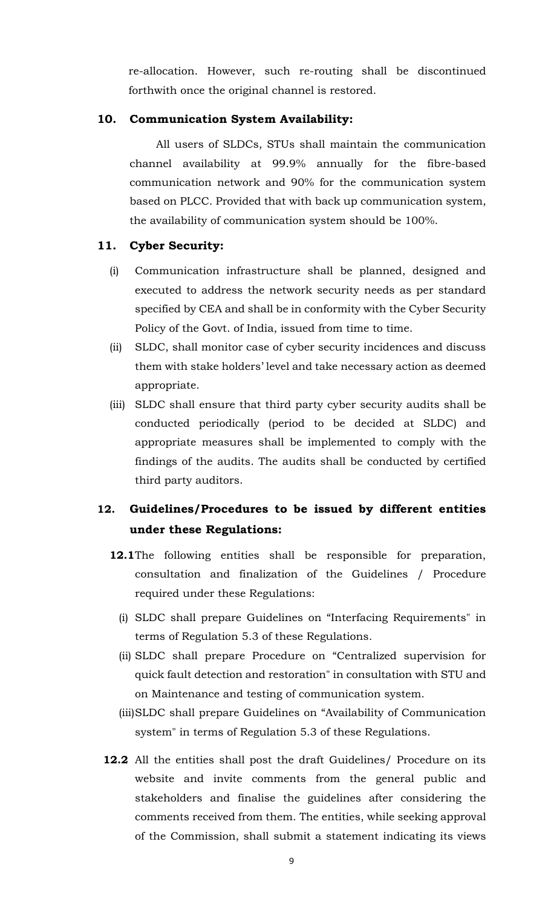re-allocation. However, such re-routing shall be discontinued forthwith once the original channel is restored.

## 10. Communication System Availability:

All users of SLDCs, STUs shall maintain the communication channel availability at 99.9% annually for the fibre-based communication network and 90% for the communication system based on PLCC. Provided that with back up communication system, the availability of communication system should be 100%.

## 11. Cyber Security:

(i) Communication infrastructure shall be planned, designed and executed to address the network security needs as per standard specified by CEA and shall be in conformity with the Cyber Security Policy of the Govt. of India, issued from time to time.

(ii) SLDC, shall monitor case of cyber security incidences and discuss them with stake holders' level and take necessary action as deemed appropriate.

(iii) SLDC shall ensure that third party cyber security audits shall be conducted periodically (period to be decided at SLDC) and appropriate measures shall be implemented to comply with the findings of the audits. The audits shall be conducted by certified third party auditors.

## 12. Guidelines/Procedures to be issued by different entities under these Regulations:

**12.1** The following entities shall be responsible for preparation, consultation and finalization of the Guidelines / Procedure required under these Regulations:

(i) SLDC shall prepare Guidelines on "Interfacing Requirements" in terms of Regulation 5.3 of these Regulations.

(ii) SLDC shall prepare Procedure on "Centralized supervision for quick fault detection and restoration" in consultation with STU and on Maintenance and testing of communication system.

(iii) SLDC shall prepare Guidelines on "Availability of Communication system" in terms of Regulation 5.3 of these Regulations.

**12.2** All the entities shall post the draft Guidelines/ Procedure on its website and invite comments from the general public and stakeholders and finalise the guidelines after considering the comments received from them. The entities, while seeking approval of the Commission, shall submit a statement indicating its views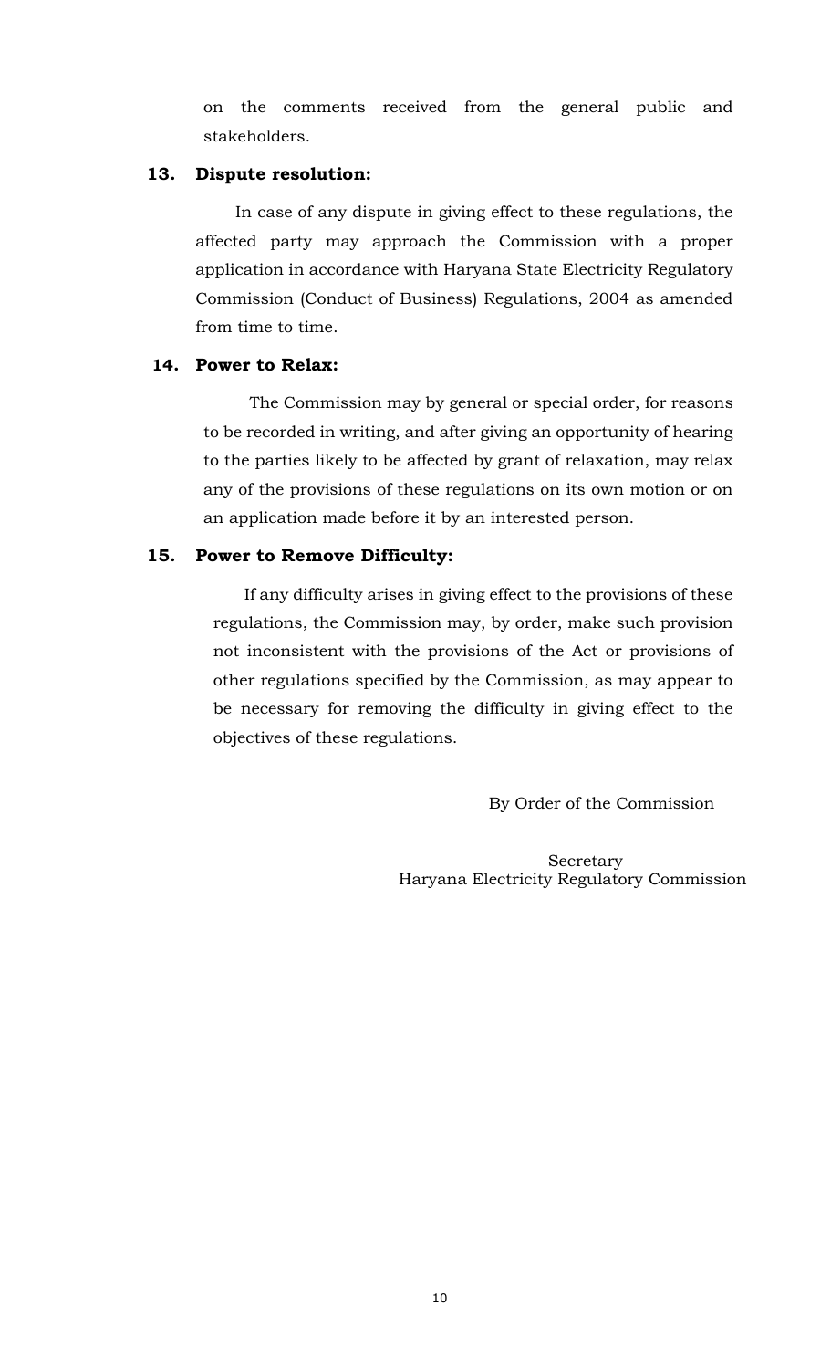on the comments received from the general public and stakeholders.

**13. Dispute resolution:**

In case of any dispute in giving effect to these regulations, the affected party may approach the Commission with a proper application in accordance with Haryana State Electricity Regulatory Commission (Conduct of Business) Regulations, 2004 as amended from time to time.

**14. Power to Relax:**

The Commission may by general or special order, for reasons to be recorded in writing, and after giving an opportunity of hearing to the parties likely to be affected by grant of relaxation, may relax any of the provisions of these regulations on its own motion or on an application made before it by an interested person.

**15. Power to Remove Difficulty:**

If any difficulty arises in giving effect to the provisions of these regulations, the Commission may, by order, make such provision not inconsistent with the provisions of the Act or provisions of other regulations specified by the Commission, as may appear to be necessary for removing the difficulty in giving effect to the objectives of these regulations.

By Order of the Commission

Secretary
Haryana Electricity Regulatory Commission